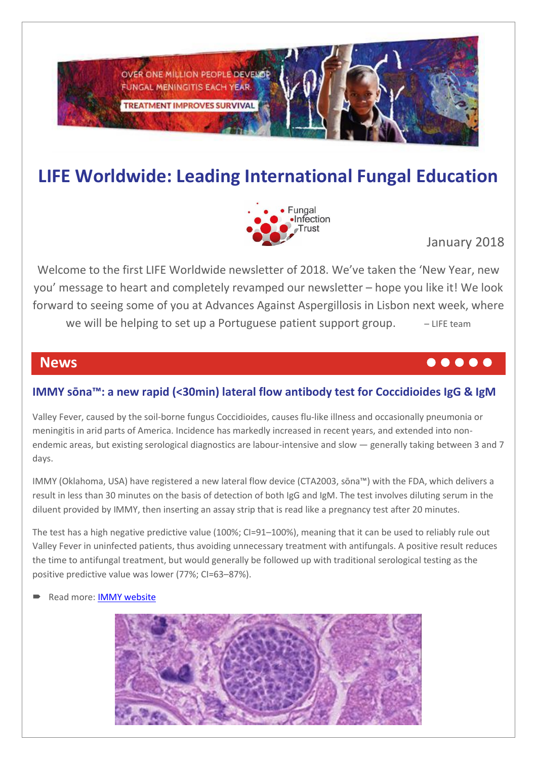# LIFE Worldwide: Leading International Fungal Education

January 2018

Welcome to the first LIFE Worldwide newsletter of 2018. We've taken the 'New Year, new you' message to heart and completely revamped our newsletter – hope you like it! We look forward to seeing some of you at Advances Against Aspergillosis in Lisbon next week, where we will be helping to set up a Portuguese patient support group. – LIFE team

## News

### IMMY sōna™: a new rapid (<30min) lateral flow antibody test for Coccidioides IgG & IgM

Valley Fever, caused by the soil-borne fungus Coccidioides, causes flu-like illness and occasionally pneumonia or meningitis in arid parts of America. Incidence has markedly increased in recent years, and extended into non-endemic areas, but existing serological diagnostics are labour-intensive and slow — generally taking between 3 and 7 days.

IMMY (Oklahoma, USA) have registered a new lateral flow device (CTA2003, sōna™) with the FDA, which delivers a result in less than 30 minutes on the basis of detection of both IgG and IgM. The test involves diluting serum in the diluent provided by IMMY, then inserting an assay strip that is read like a pregnancy test after 20 minutes.

The test has a high negative predictive value (100%; CI=91–100%), meaning that it can be used to reliably rule out Valley Fever in uninfected patients, thus avoiding unnecessary treatment with antifungals. A positive result reduces the time to antifungal treatment, but would generally be followed up with traditional serological testing as the positive predictive value was lower (77%; CI=63–87%).

- Read more: IMMY website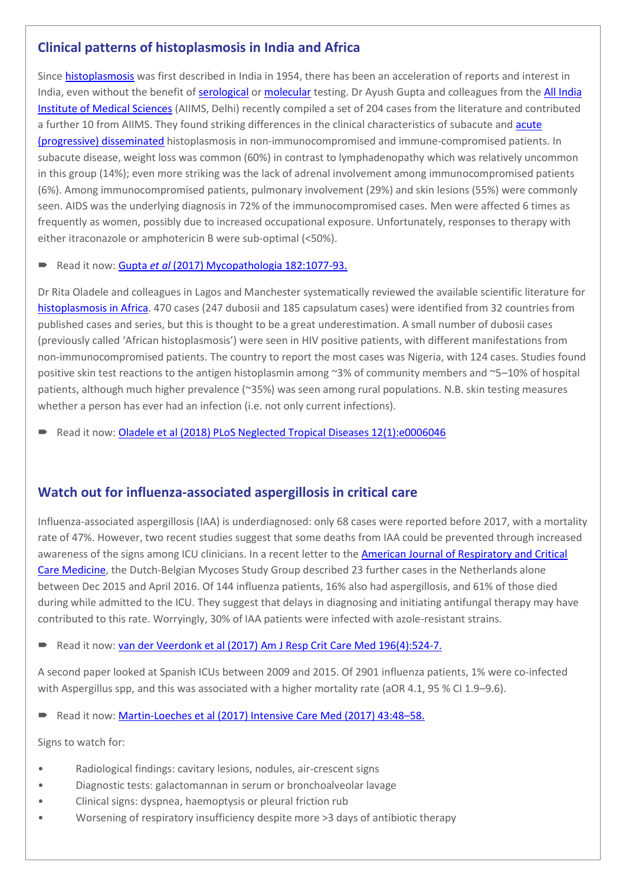## Clinical patterns of histoplasmosis in India and Africa

Since histoplasmosis was first described in India in 1954, there has been an acceleration of reports and interest in India, even without the benefit of serological or molecular testing. Dr Ayush Gupta and colleagues from the All India Institute of Medical Sciences (AIIMS, Delhi) recently compiled a set of 204 cases from the literature and contributed a further 10 from AIIMS. They found striking differences in the clinical characteristics of subacute and acute (progressive) disseminated histoplasmosis in non-immunocompromised and immune-compromised patients. In subacute disease, weight loss was common (60%) in contrast to lymphadenopathy which was relatively uncommon in this group (14%); even more striking was the lack of adrenal involvement among immunocompromised patients (6%). Among immunocompromised patients, pulmonary involvement (29%) and skin lesions (55%) were commonly seen. AIDS was the underlying diagnosis in 72% of the immunocompromised cases. Men were affected 6 times as frequently as women, possibly due to increased occupational exposure. Unfortunately, responses to therapy with either itraconazole or amphotericin B were sub-optimal (<50%).

➨ Read it now: Gupta *et al* (2017) Mycopathologia 182:1077-93.

Dr Rita Oladele and colleagues in Lagos and Manchester systematically reviewed the available scientific literature for histoplasmosis in Africa. 470 cases (247 dubosii and 185 capsulatum cases) were identified from 32 countries from published cases and series, but this is thought to be a great underestimation. A small number of dubosii cases (previously called 'African histoplasmosis') were seen in HIV positive patients, with different manifestations from non-immunocompromised patients. The country to report the most cases was Nigeria, with 124 cases. Studies found positive skin test reactions to the antigen histoplasmin among ~3% of community members and ~5–10% of hospital patients, although much higher prevalence (~35%) was seen among rural populations. N.B. skin testing measures whether a person has ever had an infection (i.e. not only current infections).

➨ Read it now: Oladele et al (2018) PLoS Neglected Tropical Diseases 12(1):e0006046

## Watch out for influenza-associated aspergillosis in critical care

Influenza-associated aspergillosis (IAA) is underdiagnosed: only 68 cases were reported before 2017, with a mortality rate of 47%. However, two recent studies suggest that some deaths from IAA could be prevented through increased awareness of the signs among ICU clinicians. In a recent letter to the American Journal of Respiratory and Critical Care Medicine, the Dutch-Belgian Mycoses Study Group described 23 further cases in the Netherlands alone between Dec 2015 and April 2016. Of 144 influenza patients, 16% also had aspergillosis, and 61% of those died during while admitted to the ICU. They suggest that delays in diagnosing and initiating antifungal therapy may have contributed to this rate. Worryingly, 30% of IAA patients were infected with azole-resistant strains.

➨ Read it now: van der Veerdonk et al (2017) Am J Resp Crit Care Med 196(4):524-7.

A second paper looked at Spanish ICUs between 2009 and 2015. Of 2901 influenza patients, 1% were co-infected with Aspergillus spp, and this was associated with a higher mortality rate (aOR 4.1, 95 % CI 1.9–9.6).

➨ Read it now: Martin-Loeches et al (2017) Intensive Care Med (2017) 43:48–58.

Signs to watch for:

- Radiological findings: cavitary lesions, nodules, air-crescent signs
- Diagnostic tests: galactomannan in serum or bronchoalveolar lavage
- Clinical signs: dyspnea, haemoptysis or pleural friction rub
- Worsening of respiratory insufficiency despite more >3 days of antibiotic therapy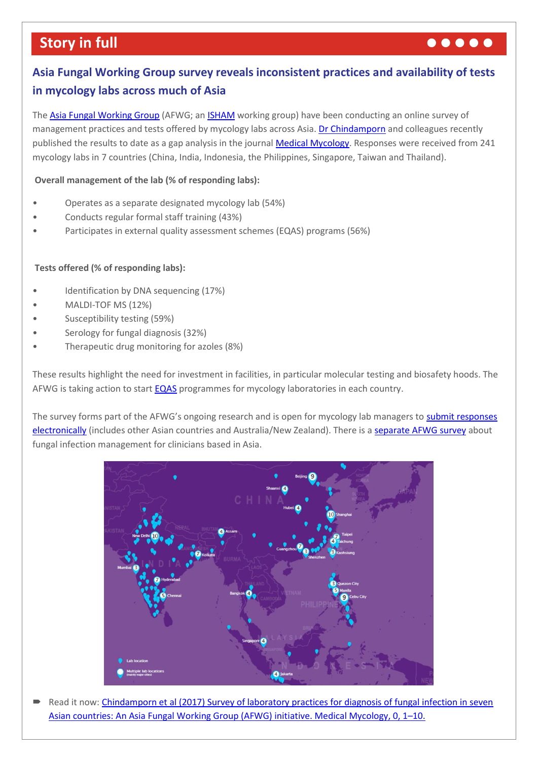## Story in full

### Asia Fungal Working Group survey reveals inconsistent practices and availability of tests in mycology labs across much of Asia

The Asia Fungal Working Group (AFWG; an ISHAM working group) have been conducting an online survey of management practices and tests offered by mycology labs across Asia. Dr Chindamporn and colleagues recently published the results to date as a gap analysis in the journal Medical Mycology. Responses were received from 241 mycology labs in 7 countries (China, India, Indonesia, the Philippines, Singapore, Taiwan and Thailand).

**Overall management of the lab (% of responding labs):**

- Operates as a separate designated mycology lab (54%)
- Conducts regular formal staff training (43%)
- Participates in external quality assessment schemes (EQAS) programs (56%)

**Tests offered (% of responding labs):**

- Identification by DNA sequencing (17%)
- MALDI-TOF MS (12%)
- Susceptibility testing (59%)
- Serology for fungal diagnosis (32%)
- Therapeutic drug monitoring for azoles (8%)

These results highlight the need for investment in facilities, in particular molecular testing and biosafety hoods. The AFWG is taking action to start EQAS programmes for mycology laboratories in each country.

The survey forms part of the AFWG's ongoing research and is open for mycology lab managers to submit responses electronically (includes other Asian countries and Australia/New Zealand). There is a separate AFWG survey about fungal infection management for clinicians based in Asia.

- Read it now: Chindamporn et al (2017) Survey of laboratory practices for diagnosis of fungal infection in seven Asian countries: An Asia Fungal Working Group (AFWG) initiative. Medical Mycology, 0, 1–10.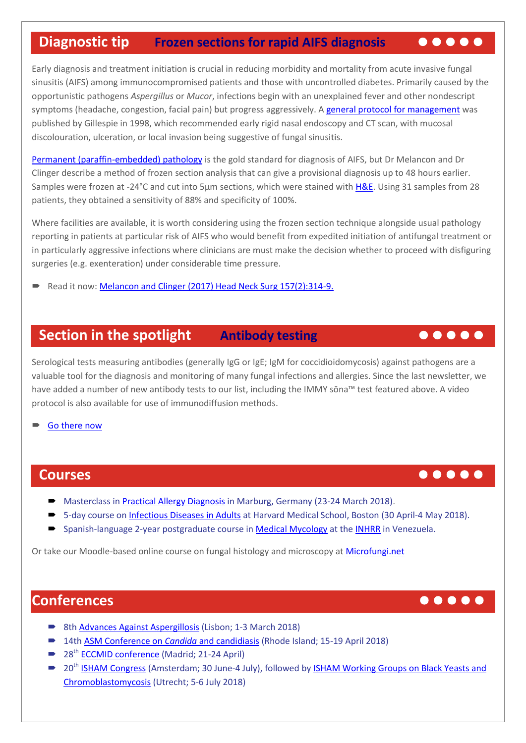## Diagnostic tip — Frozen sections for rapid AIFS diagnosis

Early diagnosis and treatment initiation is crucial in reducing morbidity and mortality from acute invasive fungal sinusitis (AIFS) among immunocompromised patients and those with uncontrolled diabetes. Primarily caused by the opportunistic pathogens *Aspergillus* or *Mucor*, infections begin with an unexplained fever and other nondescript symptoms (headache, congestion, facial pain) but progress aggressively. A general protocol for management was published by Gillespie in 1998, which recommended early rigid nasal endoscopy and CT scan, with mucosal discolouration, ulceration, or local invasion being suggestive of fungal sinusitis.

Permanent (paraffin-embedded) pathology is the gold standard for diagnosis of AIFS, but Dr Melancon and Dr Clinger describe a method of frozen section analysis that can give a provisional diagnosis up to 48 hours earlier. Samples were frozen at -24°C and cut into 5µm sections, which were stained with H&E. Using 31 samples from 28 patients, they obtained a sensitivity of 88% and specificity of 100%.

Where facilities are available, it is worth considering using the frozen section technique alongside usual pathology reporting in patients at particular risk of AIFS who would benefit from expedited initiation of antifungal treatment or in particularly aggressive infections where clinicians are must make the decision whether to proceed with disfiguring surgeries (e.g. exenteration) under considerable time pressure.

- Read it now: Melancon and Clinger (2017) Head Neck Surg 157(2):314-9.

## Section in the spotlight — Antibody testing

Serological tests measuring antibodies (generally IgG or IgE; IgM for coccidioidomycosis) against pathogens are a valuable tool for the diagnosis and monitoring of many fungal infections and allergies. Since the last newsletter, we have added a number of new antibody tests to our list, including the IMMY sōna™ test featured above. A video protocol is also available for use of immunodiffusion methods.

- Go there now

## Courses

- Masterclass in Practical Allergy Diagnosis in Marburg, Germany (23-24 March 2018).
- 5-day course on Infectious Diseases in Adults at Harvard Medical School, Boston (30 April-4 May 2018).
- Spanish-language 2-year postgraduate course in Medical Mycology at the INHRR in Venezuela.

Or take our Moodle-based online course on fungal histology and microscopy at Microfungi.net

## Conferences

- 8th Advances Against Aspergillosis (Lisbon; 1-3 March 2018)
- 14th ASM Conference on *Candida* and candidiasis (Rhode Island; 15-19 April 2018)
- 28th ECCMID conference (Madrid; 21-24 April)
- 20th ISHAM Congress (Amsterdam; 30 June-4 July), followed by ISHAM Working Groups on Black Yeasts and Chromoblastomycosis (Utrecht; 5-6 July 2018)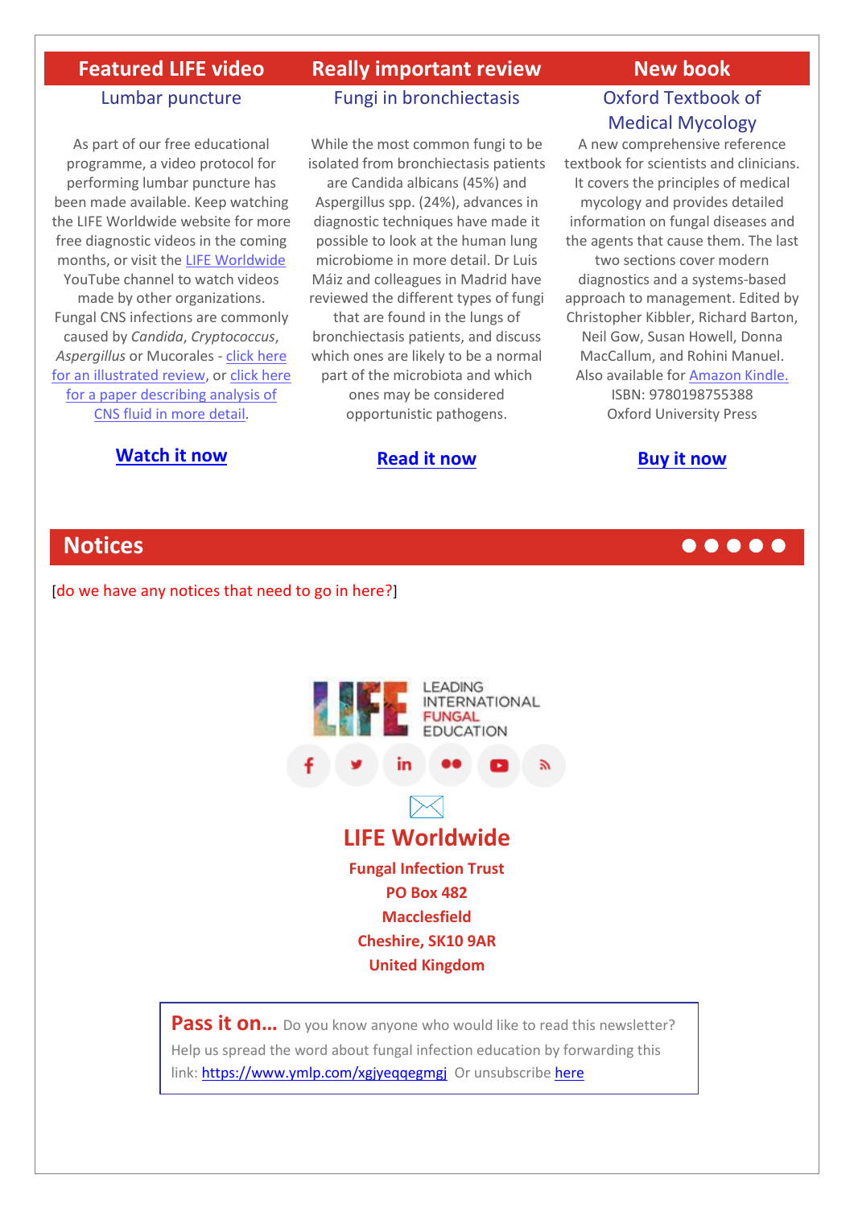## Featured LIFE video

### Lumbar puncture

As part of our free educational programme, a video protocol for performing lumbar puncture has been made available. Keep watching the LIFE Worldwide website for more free diagnostic videos in the coming months, or visit the LIFE Worldwide YouTube channel to watch videos made by other organizations.

Fungal CNS infections are commonly caused by *Candida*, *Cryptococcus*, *Aspergillus* or Mucorales - click here for an illustrated review, or click here for a paper describing analysis of CNS fluid in more detail.

**Watch it now**

## Really important review

### Fungi in bronchiectasis

While the most common fungi to be isolated from bronchiectasis patients are Candida albicans (45%) and Aspergillus spp. (24%), advances in diagnostic techniques have made it possible to look at the human lung microbiome in more detail. Dr Luis Máiz and colleagues in Madrid have reviewed the different types of fungi that are found in the lungs of bronchiectasis patients, and discuss which ones are likely to be a normal part of the microbiota and which ones may be considered opportunistic pathogens.

**Read it now**

## New book

### Oxford Textbook of Medical Mycology

A new comprehensive reference textbook for scientists and clinicians. It covers the principles of medical mycology and provides detailed information on fungal diseases and the agents that cause them. The last two sections cover modern diagnostics and a systems-based approach to management. Edited by Christopher Kibbler, Richard Barton, Neil Gow, Susan Howell, Donna MacCallum, and Rohini Manuel. Also available for Amazon Kindle.
ISBN: 9780198755388
Oxford University Press

**Buy it now**

## Notices

[do we have any notices that need to go in here?]

LIFE — LEADING INTERNATIONAL FUNGAL EDUCATION

**LIFE Worldwide**

**Fungal Infection Trust**
**PO Box 482**
**Macclesfield**
**Cheshire, SK10 9AR**
**United Kingdom**

**Pass it on...** Do you know anyone who would like to read this newsletter? Help us spread the word about fungal infection education by forwarding this link: https://www.ymlp.com/xgjyeqqegmgj Or unsubscribe here